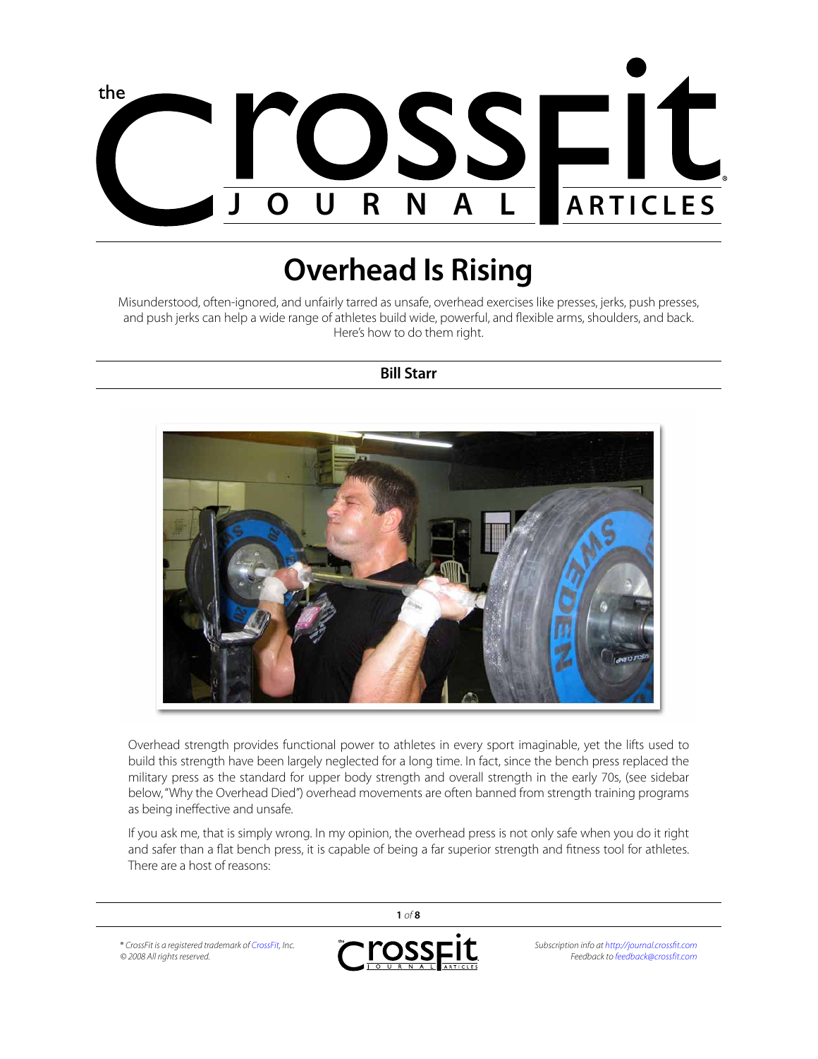# Overhead Is Rising

Misunderstood, often-ignored, and unfairly tarred as unsafe, overhead exercises like presses, jerks, push presses, and push jerks can help a wide range of athletes build wide, powerful, and flexible arms, shoulders, and back. Here's how to do them right.

**Bill Starr**

Overhead strength provides functional power to athletes in every sport imaginable, yet the lifts used to build this strength have been largely neglected for a long time. In fact, since the bench press replaced the military press as the standard for upper body strength and overall strength in the early 70s, (see sidebar below, "Why the Overhead Died") overhead movements are often banned from strength training programs as being ineffective and unsafe.

If you ask me, that is simply wrong. In my opinion, the overhead press is not only safe when you do it right and safer than a flat bench press, it is capable of being a far superior strength and fitness tool for athletes. There are a host of reasons: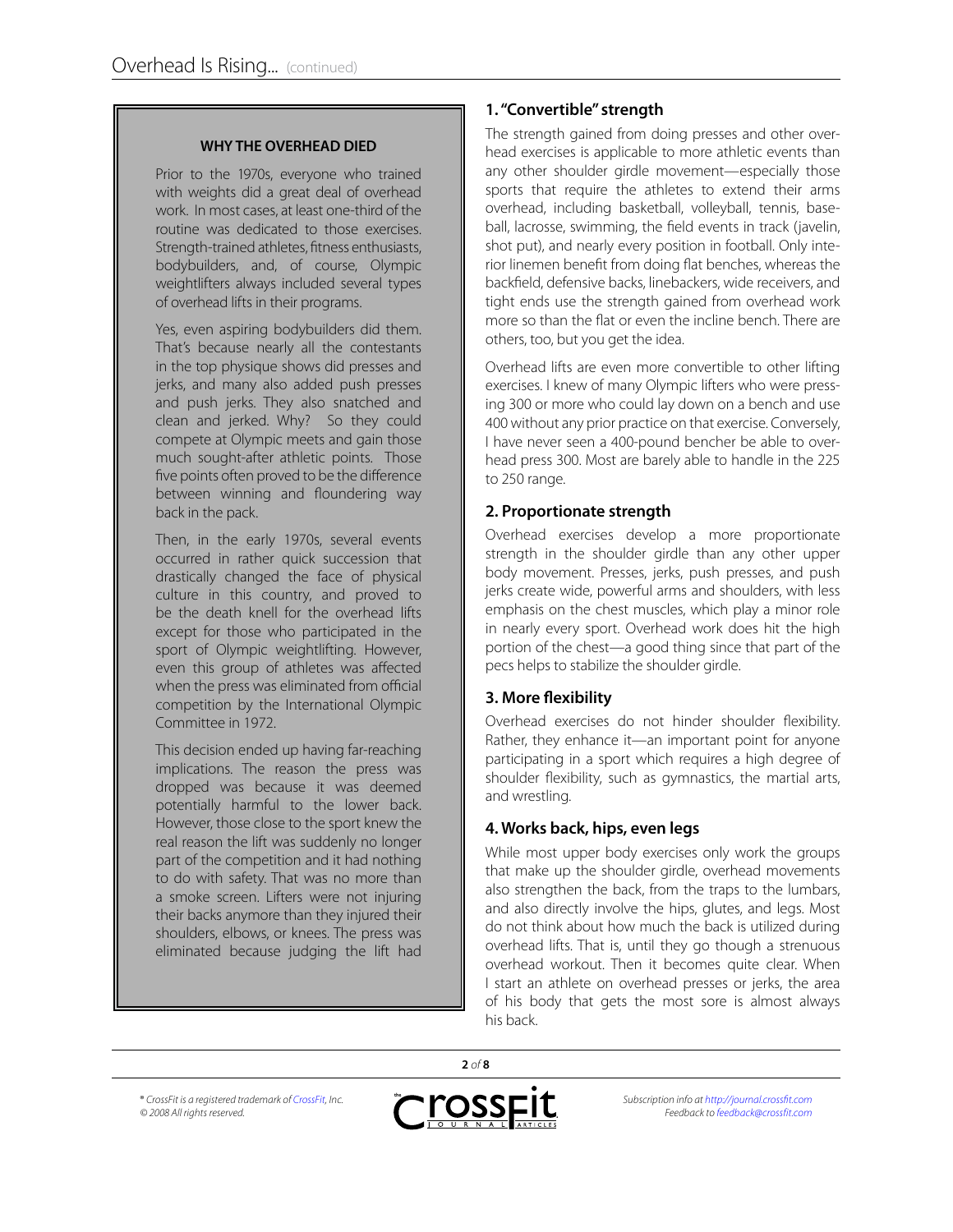### WHY THE OVERHEAD DIED

Prior to the 1970s, everyone who trained with weights did a great deal of overhead work. In most cases, at least one-third of the routine was dedicated to those exercises. Strength-trained athletes, fitness enthusiasts, bodybuilders, and, of course, Olympic weightlifters always included several types of overhead lifts in their programs.

Yes, even aspiring bodybuilders did them. That's because nearly all the contestants in the top physique shows did presses and jerks, and many also added push presses and push jerks. They also snatched and clean and jerked. Why? So they could compete at Olympic meets and gain those much sought-after athletic points. Those five points often proved to be the difference between winning and floundering way back in the pack.

Then, in the early 1970s, several events occurred in rather quick succession that drastically changed the face of physical culture in this country, and proved to be the death knell for the overhead lifts except for those who participated in the sport of Olympic weightlifting. However, even this group of athletes was affected when the press was eliminated from official competition by the International Olympic Committee in 1972.

This decision ended up having far-reaching implications. The reason the press was dropped was because it was deemed potentially harmful to the lower back. However, those close to the sport knew the real reason the lift was suddenly no longer part of the competition and it had nothing to do with safety. That was no more than a smoke screen. Lifters were not injuring their backs anymore than they injured their shoulders, elbows, or knees. The press was eliminated because judging the lift had

### 1. "Convertible" strength

The strength gained from doing presses and other overhead exercises is applicable to more athletic events than any other shoulder girdle movement—especially those sports that require the athletes to extend their arms overhead, including basketball, volleyball, tennis, baseball, lacrosse, swimming, the field events in track (javelin, shot put), and nearly every position in football. Only interior linemen benefit from doing flat benches, whereas the backfield, defensive backs, linebackers, wide receivers, and tight ends use the strength gained from overhead work more so than the flat or even the incline bench. There are others, too, but you get the idea.

Overhead lifts are even more convertible to other lifting exercises. I knew of many Olympic lifters who were pressing 300 or more who could lay down on a bench and use 400 without any prior practice on that exercise. Conversely, I have never seen a 400-pound bencher be able to overhead press 300. Most are barely able to handle in the 225 to 250 range.

### 2. Proportionate strength

Overhead exercises develop a more proportionate strength in the shoulder girdle than any other upper body movement. Presses, jerks, push presses, and push jerks create wide, powerful arms and shoulders, with less emphasis on the chest muscles, which play a minor role in nearly every sport. Overhead work does hit the high portion of the chest—a good thing since that part of the pecs helps to stabilize the shoulder girdle.

### 3. More flexibility

Overhead exercises do not hinder shoulder flexibility. Rather, they enhance it—an important point for anyone participating in a sport which requires a high degree of shoulder flexibility, such as gymnastics, the martial arts, and wrestling.

### 4. Works back, hips, even legs

While most upper body exercises only work the groups that make up the shoulder girdle, overhead movements also strengthen the back, from the traps to the lumbars, and also directly involve the hips, glutes, and legs. Most do not think about how much the back is utilized during overhead lifts. That is, until they go though a strenuous overhead workout. Then it becomes quite clear. When I start an athlete on overhead presses or jerks, the area of his body that gets the most sore is almost always his back.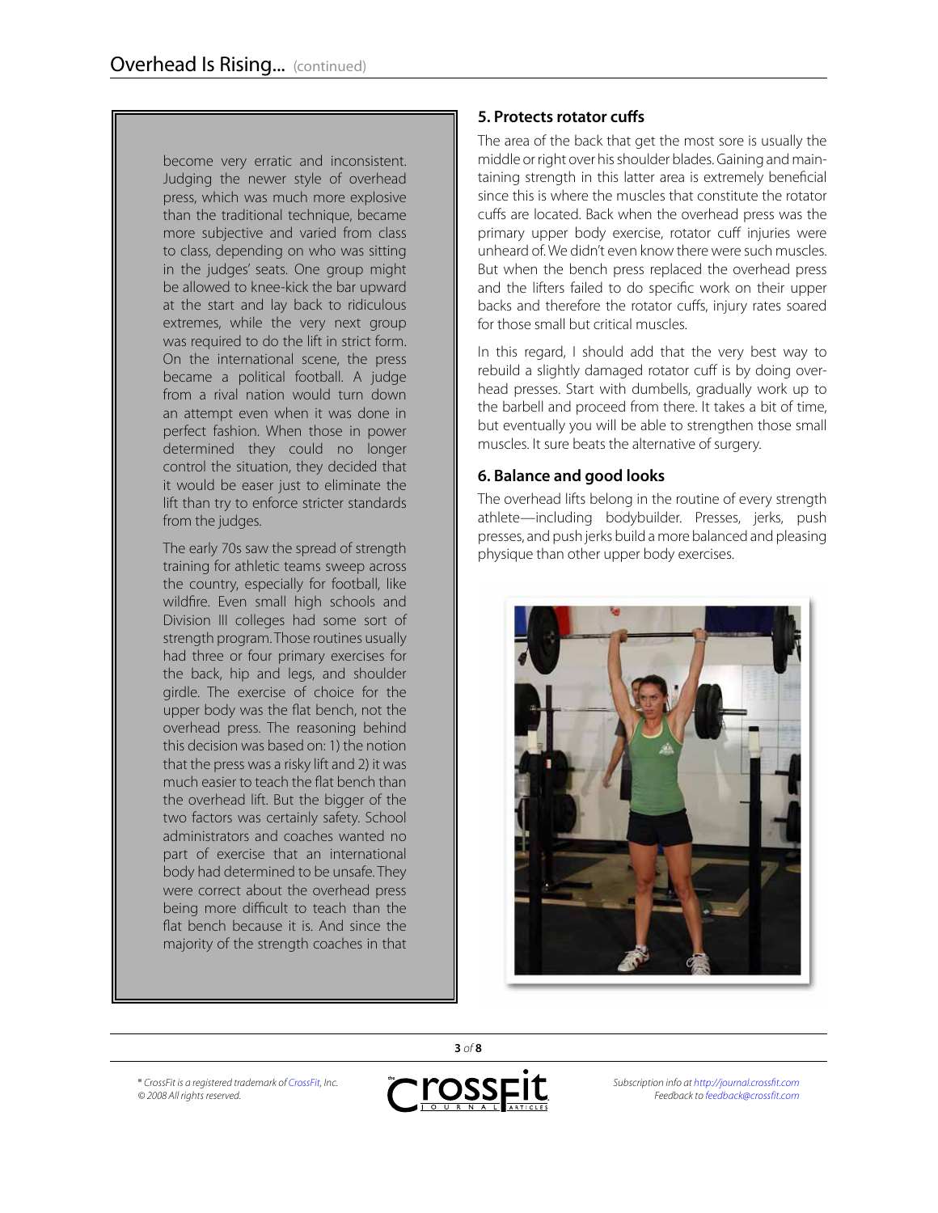become very erratic and inconsistent. Judging the newer style of overhead press, which was much more explosive than the traditional technique, became more subjective and varied from class to class, depending on who was sitting in the judges' seats. One group might be allowed to knee-kick the bar upward at the start and lay back to ridiculous extremes, while the very next group was required to do the lift in strict form. On the international scene, the press became a political football. A judge from a rival nation would turn down an attempt even when it was done in perfect fashion. When those in power determined they could no longer control the situation, they decided that it would be easer just to eliminate the lift than try to enforce stricter standards from the judges.

The early 70s saw the spread of strength training for athletic teams sweep across the country, especially for football, like wildfire. Even small high schools and Division III colleges had some sort of strength program. Those routines usually had three or four primary exercises for the back, hip and legs, and shoulder girdle. The exercise of choice for the upper body was the flat bench, not the overhead press. The reasoning behind this decision was based on: 1) the notion that the press was a risky lift and 2) it was much easier to teach the flat bench than the overhead lift. But the bigger of the two factors was certainly safety. School administrators and coaches wanted no part of exercise that an international body had determined to be unsafe. They were correct about the overhead press being more difficult to teach than the flat bench because it is. And since the majority of the strength coaches in that

### 5. Protects rotator cuffs

The area of the back that get the most sore is usually the middle or right over his shoulder blades. Gaining and maintaining strength in this latter area is extremely beneficial since this is where the muscles that constitute the rotator cuffs are located. Back when the overhead press was the primary upper body exercise, rotator cuff injuries were unheard of. We didn't even know there were such muscles. But when the bench press replaced the overhead press and the lifters failed to do specific work on their upper backs and therefore the rotator cuffs, injury rates soared for those small but critical muscles.

In this regard, I should add that the very best way to rebuild a slightly damaged rotator cuff is by doing overhead presses. Start with dumbells, gradually work up to the barbell and proceed from there. It takes a bit of time, but eventually you will be able to strengthen those small muscles. It sure beats the alternative of surgery.

### 6. Balance and good looks

The overhead lifts belong in the routine of every strength athlete—including bodybuilder. Presses, jerks, push presses, and push jerks build a more balanced and pleasing physique than other upper body exercises.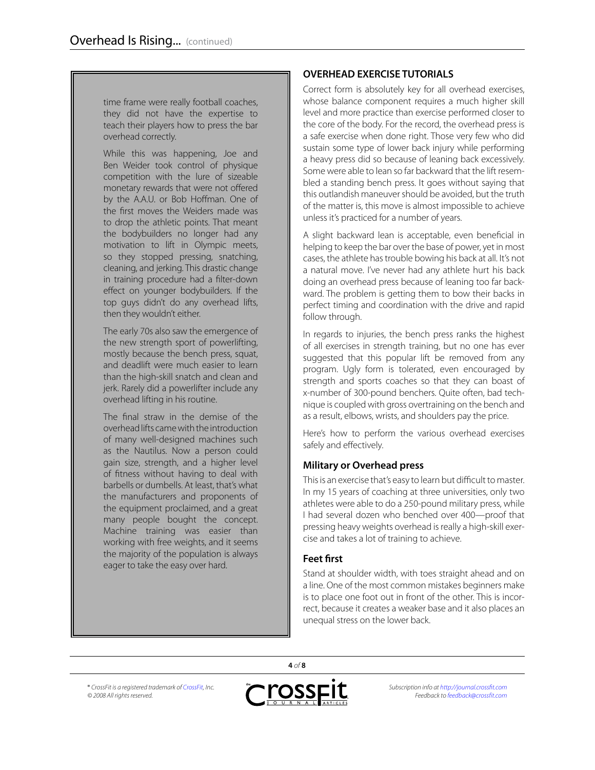time frame were really football coaches, they did not have the expertise to teach their players how to press the bar overhead correctly.

While this was happening, Joe and Ben Weider took control of physique competition with the lure of sizeable monetary rewards that were not offered by the A.A.U. or Bob Hoffman. One of the first moves the Weiders made was to drop the athletic points. That meant the bodybuilders no longer had any motivation to lift in Olympic meets, so they stopped pressing, snatching, cleaning, and jerking. This drastic change in training procedure had a filter-down effect on younger bodybuilders. If the top guys didn't do any overhead lifts, then they wouldn't either.

The early 70s also saw the emergence of the new strength sport of powerlifting, mostly because the bench press, squat, and deadlift were much easier to learn than the high-skill snatch and clean and jerk. Rarely did a powerlifter include any overhead lifting in his routine.

The final straw in the demise of the overhead lifts came with the introduction of many well-designed machines such as the Nautilus. Now a person could gain size, strength, and a higher level of fitness without having to deal with barbells or dumbells. At least, that's what the manufacturers and proponents of the equipment proclaimed, and a great many people bought the concept. Machine training was easier than working with free weights, and it seems the majority of the population is always eager to take the easy over hard.

## OVERHEAD EXERCISE TUTORIALS

Correct form is absolutely key for all overhead exercises, whose balance component requires a much higher skill level and more practice than exercise performed closer to the core of the body. For the record, the overhead press is a safe exercise when done right. Those very few who did sustain some type of lower back injury while performing a heavy press did so because of leaning back excessively. Some were able to lean so far backward that the lift resembled a standing bench press. It goes without saying that this outlandish maneuver should be avoided, but the truth of the matter is, this move is almost impossible to achieve unless it's practiced for a number of years.

A slight backward lean is acceptable, even beneficial in helping to keep the bar over the base of power, yet in most cases, the athlete has trouble bowing his back at all. It's not a natural move. I've never had any athlete hurt his back doing an overhead press because of leaning too far backward. The problem is getting them to bow their backs in perfect timing and coordination with the drive and rapid follow through.

In regards to injuries, the bench press ranks the highest of all exercises in strength training, but no one has ever suggested that this popular lift be removed from any program. Ugly form is tolerated, even encouraged by strength and sports coaches so that they can boast of x-number of 300-pound benchers. Quite often, bad technique is coupled with gross overtraining on the bench and as a result, elbows, wrists, and shoulders pay the price.

Here's how to perform the various overhead exercises safely and effectively.

### Military or Overhead press

This is an exercise that's easy to learn but difficult to master. In my 15 years of coaching at three universities, only two athletes were able to do a 250-pound military press, while I had several dozen who benched over 400—proof that pressing heavy weights overhead is really a high-skill exercise and takes a lot of training to achieve.

### Feet first

Stand at shoulder width, with toes straight ahead and on a line. One of the most common mistakes beginners make is to place one foot out in front of the other. This is incorrect, because it creates a weaker base and it also places an unequal stress on the lower back.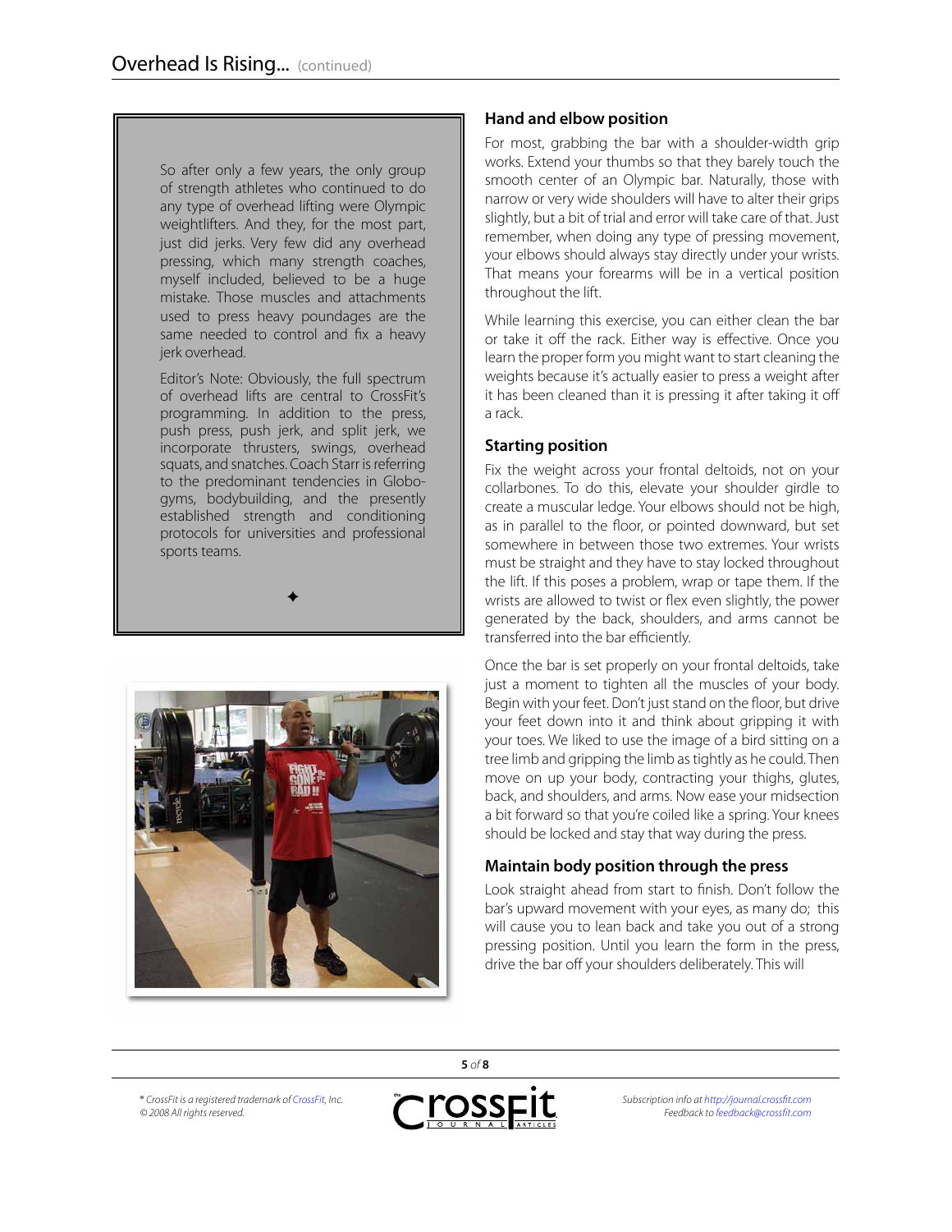So after only a few years, the only group of strength athletes who continued to do any type of overhead lifting were Olympic weightlifters. And they, for the most part, just did jerks. Very few did any overhead pressing, which many strength coaches, myself included, believed to be a huge mistake. Those muscles and attachments used to press heavy poundages are the same needed to control and fix a heavy jerk overhead.

Editor's Note: Obviously, the full spectrum of overhead lifts are central to CrossFit's programming. In addition to the press, push press, push jerk, and split jerk, we incorporate thrusters, swings, overhead squats, and snatches. Coach Starr is referring to the predominant tendencies in Globo-gyms, bodybuilding, and the presently established strength and conditioning protocols for universities and professional sports teams.

✦

### Hand and elbow position

For most, grabbing the bar with a shoulder-width grip works. Extend your thumbs so that they barely touch the smooth center of an Olympic bar. Naturally, those with narrow or very wide shoulders will have to alter their grips slightly, but a bit of trial and error will take care of that. Just remember, when doing any type of pressing movement, your elbows should always stay directly under your wrists. That means your forearms will be in a vertical position throughout the lift.

While learning this exercise, you can either clean the bar or take it off the rack. Either way is effective. Once you learn the proper form you might want to start cleaning the weights because it's actually easier to press a weight after it has been cleaned than it is pressing it after taking it off a rack.

### Starting position

Fix the weight across your frontal deltoids, not on your collarbones. To do this, elevate your shoulder girdle to create a muscular ledge. Your elbows should not be high, as in parallel to the floor, or pointed downward, but set somewhere in between those two extremes. Your wrists must be straight and they have to stay locked throughout the lift. If this poses a problem, wrap or tape them. If the wrists are allowed to twist or flex even slightly, the power generated by the back, shoulders, and arms cannot be transferred into the bar efficiently.

Once the bar is set properly on your frontal deltoids, take just a moment to tighten all the muscles of your body. Begin with your feet. Don't just stand on the floor, but drive your feet down into it and think about gripping it with your toes. We liked to use the image of a bird sitting on a tree limb and gripping the limb as tightly as he could. Then move on up your body, contracting your thighs, glutes, back, and shoulders, and arms. Now ease your midsection a bit forward so that you're coiled like a spring. Your knees should be locked and stay that way during the press.

### Maintain body position through the press

Look straight ahead from start to finish. Don't follow the bar's upward movement with your eyes, as many do; this will cause you to lean back and take you out of a strong pressing position. Until you learn the form in the press, drive the bar off your shoulders deliberately. This will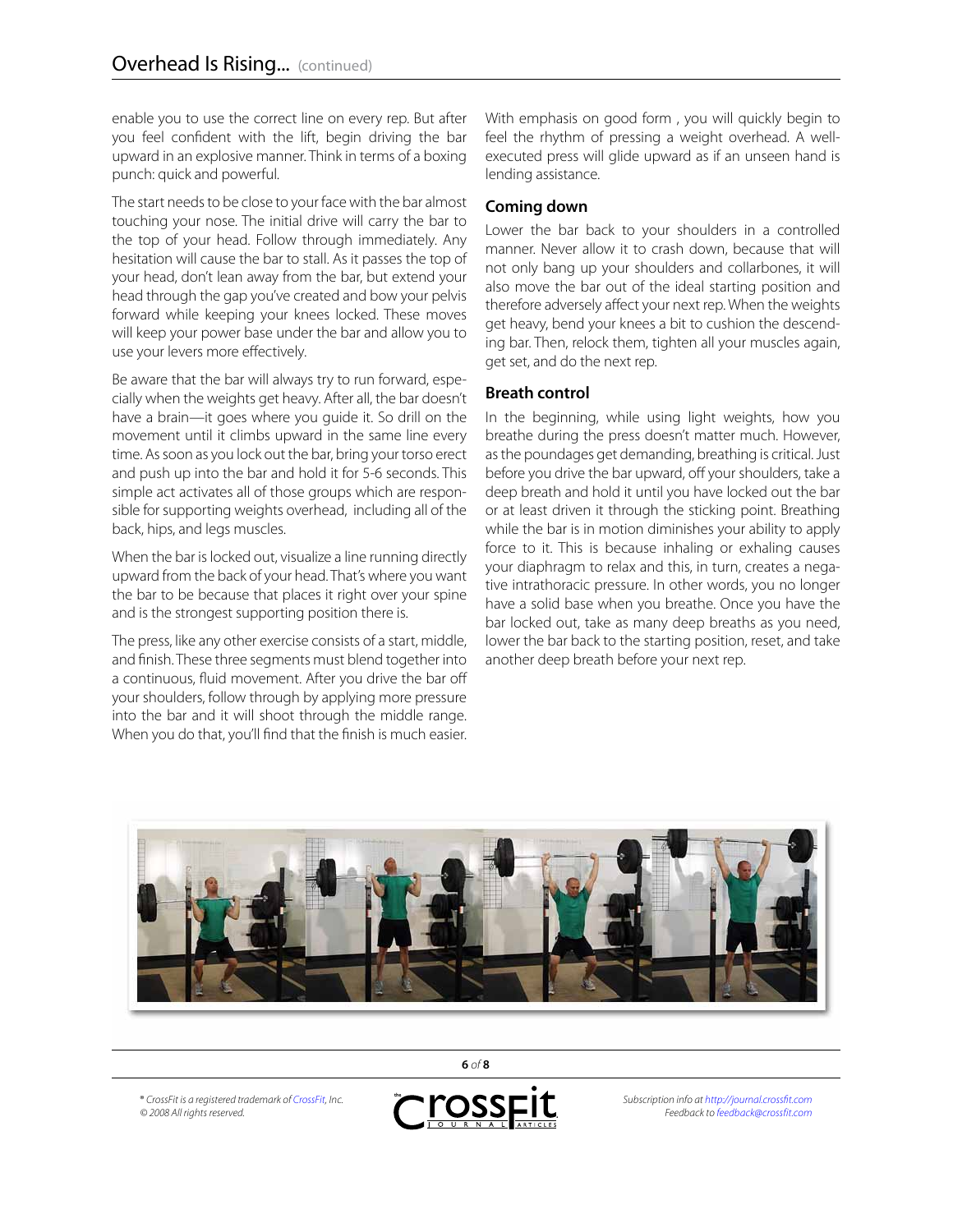enable you to use the correct line on every rep. But after you feel confident with the lift, begin driving the bar upward in an explosive manner. Think in terms of a boxing punch: quick and powerful.

The start needs to be close to your face with the bar almost touching your nose. The initial drive will carry the bar to the top of your head. Follow through immediately. Any hesitation will cause the bar to stall. As it passes the top of your head, don't lean away from the bar, but extend your head through the gap you've created and bow your pelvis forward while keeping your knees locked. These moves will keep your power base under the bar and allow you to use your levers more effectively.

Be aware that the bar will always try to run forward, especially when the weights get heavy. After all, the bar doesn't have a brain—it goes where you guide it. So drill on the movement until it climbs upward in the same line every time. As soon as you lock out the bar, bring your torso erect and push up into the bar and hold it for 5-6 seconds. This simple act activates all of those groups which are responsible for supporting weights overhead, including all of the back, hips, and legs muscles.

When the bar is locked out, visualize a line running directly upward from the back of your head. That's where you want the bar to be because that places it right over your spine and is the strongest supporting position there is.

The press, like any other exercise consists of a start, middle, and finish. These three segments must blend together into a continuous, fluid movement. After you drive the bar off your shoulders, follow through by applying more pressure into the bar and it will shoot through the middle range. When you do that, you'll find that the finish is much easier.

With emphasis on good form , you will quickly begin to feel the rhythm of pressing a weight overhead. A well-executed press will glide upward as if an unseen hand is lending assistance.

### Coming down

Lower the bar back to your shoulders in a controlled manner. Never allow it to crash down, because that will not only bang up your shoulders and collarbones, it will also move the bar out of the ideal starting position and therefore adversely affect your next rep. When the weights get heavy, bend your knees a bit to cushion the descending bar. Then, relock them, tighten all your muscles again, get set, and do the next rep.

### Breath control

In the beginning, while using light weights, how you breathe during the press doesn't matter much. However, as the poundages get demanding, breathing is critical. Just before you drive the bar upward, off your shoulders, take a deep breath and hold it until you have locked out the bar or at least driven it through the sticking point. Breathing while the bar is in motion diminishes your ability to apply force to it. This is because inhaling or exhaling causes your diaphragm to relax and this, in turn, creates a negative intrathoracic pressure. In other words, you no longer have a solid base when you breathe. Once you have the bar locked out, take as many deep breaths as you need, lower the bar back to the starting position, reset, and take another deep breath before your next rep.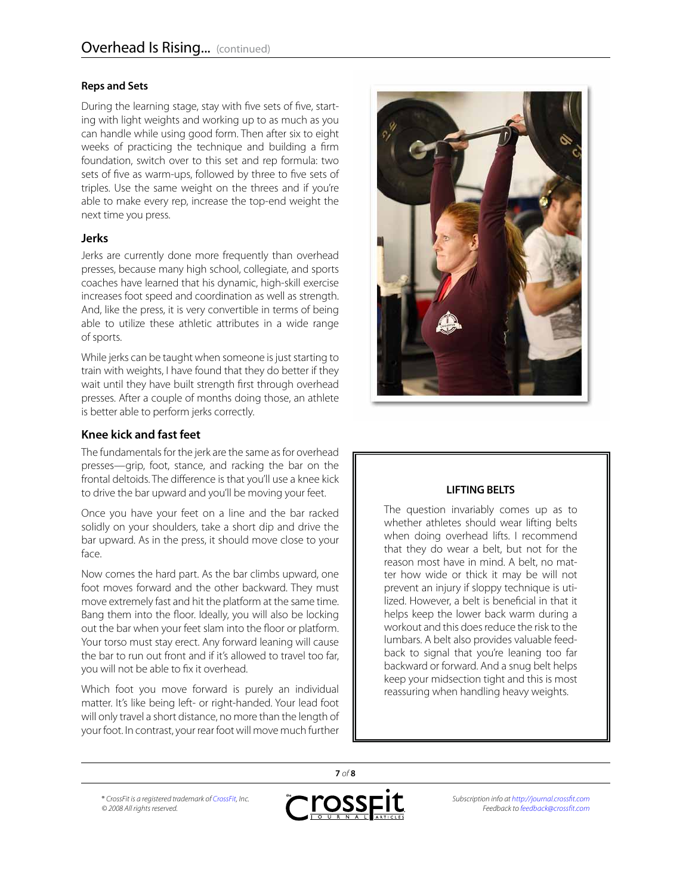### Reps and Sets

During the learning stage, stay with five sets of five, starting with light weights and working up to as much as you can handle while using good form. Then after six to eight weeks of practicing the technique and building a firm foundation, switch over to this set and rep formula: two sets of five as warm-ups, followed by three to five sets of triples. Use the same weight on the threes and if you're able to make every rep, increase the top-end weight the next time you press.

### Jerks

Jerks are currently done more frequently than overhead presses, because many high school, collegiate, and sports coaches have learned that his dynamic, high-skill exercise increases foot speed and coordination as well as strength. And, like the press, it is very convertible in terms of being able to utilize these athletic attributes in a wide range of sports.

While jerks can be taught when someone is just starting to train with weights, I have found that they do better if they wait until they have built strength first through overhead presses. After a couple of months doing those, an athlete is better able to perform jerks correctly.

### Knee kick and fast feet

The fundamentals for the jerk are the same as for overhead presses—grip, foot, stance, and racking the bar on the frontal deltoids. The difference is that you'll use a knee kick to drive the bar upward and you'll be moving your feet.

Once you have your feet on a line and the bar racked solidly on your shoulders, take a short dip and drive the bar upward. As in the press, it should move close to your face.

Now comes the hard part. As the bar climbs upward, one foot moves forward and the other backward. They must move extremely fast and hit the platform at the same time. Bang them into the floor. Ideally, you will also be locking out the bar when your feet slam into the floor or platform. Your torso must stay erect. Any forward leaning will cause the bar to run out front and if it's allowed to travel too far, you will not be able to fix it overhead.

Which foot you move forward is purely an individual matter. It's like being left- or right-handed. Your lead foot will only travel a short distance, no more than the length of your foot. In contrast, your rear foot will move much further

---

**LIFTING BELTS**

The question invariably comes up as to whether athletes should wear lifting belts when doing overhead lifts. I recommend that they do wear a belt, but not for the reason most have in mind. A belt, no matter how wide or thick it may be will not prevent an injury if sloppy technique is utilized. However, a belt is beneficial in that it helps keep the lower back warm during a workout and this does reduce the risk to the lumbars. A belt also provides valuable feedback to signal that you're leaning too far backward or forward. And a snug belt helps keep your midsection tight and this is most reassuring when handling heavy weights.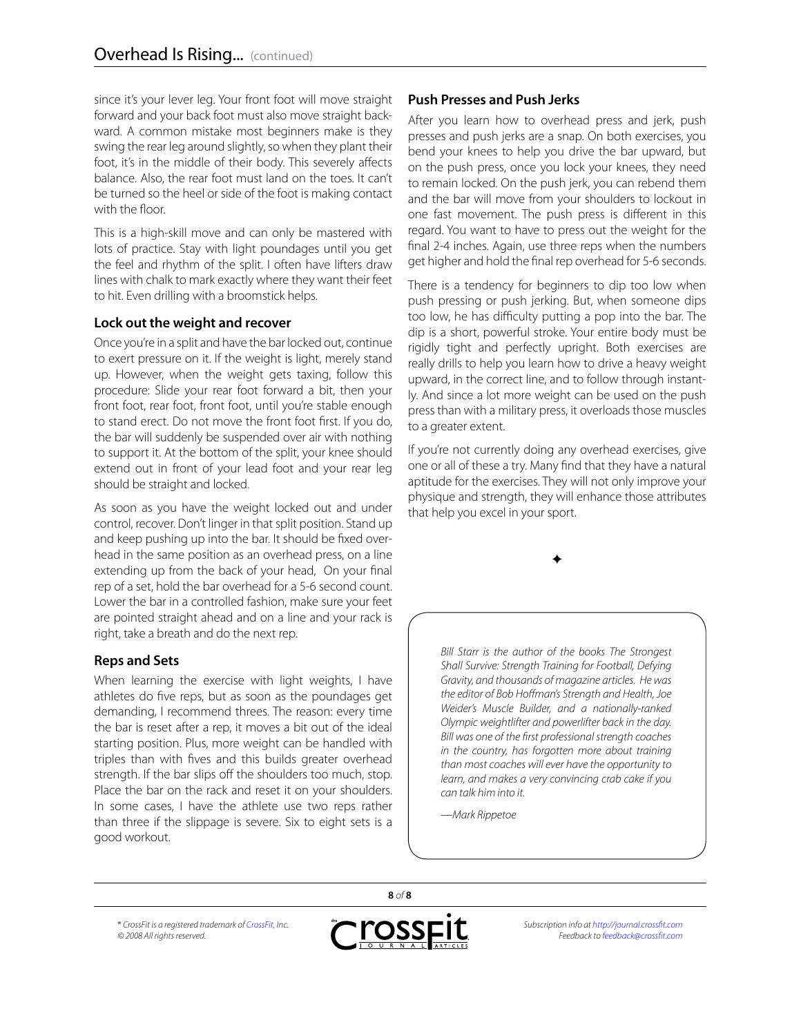since it's your lever leg. Your front foot will move straight forward and your back foot must also move straight backward. A common mistake most beginners make is they swing the rear leg around slightly, so when they plant their foot, it's in the middle of their body. This severely affects balance. Also, the rear foot must land on the toes. It can't be turned so the heel or side of the foot is making contact with the floor.

This is a high-skill move and can only be mastered with lots of practice. Stay with light poundages until you get the feel and rhythm of the split. I often have lifters draw lines with chalk to mark exactly where they want their feet to hit. Even drilling with a broomstick helps.

### Lock out the weight and recover

Once you're in a split and have the bar locked out, continue to exert pressure on it. If the weight is light, merely stand up. However, when the weight gets taxing, follow this procedure: Slide your rear foot forward a bit, then your front foot, rear foot, front foot, until you're stable enough to stand erect. Do not move the front foot first. If you do, the bar will suddenly be suspended over air with nothing to support it. At the bottom of the split, your knee should extend out in front of your lead foot and your rear leg should be straight and locked.

As soon as you have the weight locked out and under control, recover. Don't linger in that split position. Stand up and keep pushing up into the bar. It should be fixed overhead in the same position as an overhead press, on a line extending up from the back of your head, On your final rep of a set, hold the bar overhead for a 5-6 second count. Lower the bar in a controlled fashion, make sure your feet are pointed straight ahead and on a line and your rack is right, take a breath and do the next rep.

### Reps and Sets

When learning the exercise with light weights, I have athletes do five reps, but as soon as the poundages get demanding, I recommend threes. The reason: every time the bar is reset after a rep, it moves a bit out of the ideal starting position. Plus, more weight can be handled with triples than with fives and this builds greater overhead strength. If the bar slips off the shoulders too much, stop. Place the bar on the rack and reset it on your shoulders. In some cases, I have the athlete use two reps rather than three if the slippage is severe. Six to eight sets is a good workout.

### Push Presses and Push Jerks

After you learn how to overhead press and jerk, push presses and push jerks are a snap. On both exercises, you bend your knees to help you drive the bar upward, but on the push press, once you lock your knees, they need to remain locked. On the push jerk, you can rebend them and the bar will move from your shoulders to lockout in one fast movement. The push press is different in this regard. You want to have to press out the weight for the final 2-4 inches. Again, use three reps when the numbers get higher and hold the final rep overhead for 5-6 seconds.

There is a tendency for beginners to dip too low when push pressing or push jerking. But, when someone dips too low, he has difficulty putting a pop into the bar. The dip is a short, powerful stroke. Your entire body must be rigidly tight and perfectly upright. Both exercises are really drills to help you learn how to drive a heavy weight upward, in the correct line, and to follow through instantly. And since a lot more weight can be used on the push press than with a military press, it overloads those muscles to a greater extent.

If you're not currently doing any overhead exercises, give one or all of these a try. Many find that they have a natural aptitude for the exercises. They will not only improve your physique and strength, they will enhance those attributes that help you excel in your sport.

✦

*Bill Starr is the author of the books The Strongest Shall Survive: Strength Training for Football, Defying Gravity, and thousands of magazine articles. He was the editor of Bob Hoffman's Strength and Health, Joe Weider's Muscle Builder, and a nationally-ranked Olympic weightlifter and powerlifter back in the day. Bill was one of the first professional strength coaches in the country, has forgotten more about training than most coaches will ever have the opportunity to learn, and makes a very convincing crab cake if you can talk him into it.*

*—Mark Rippetoe*